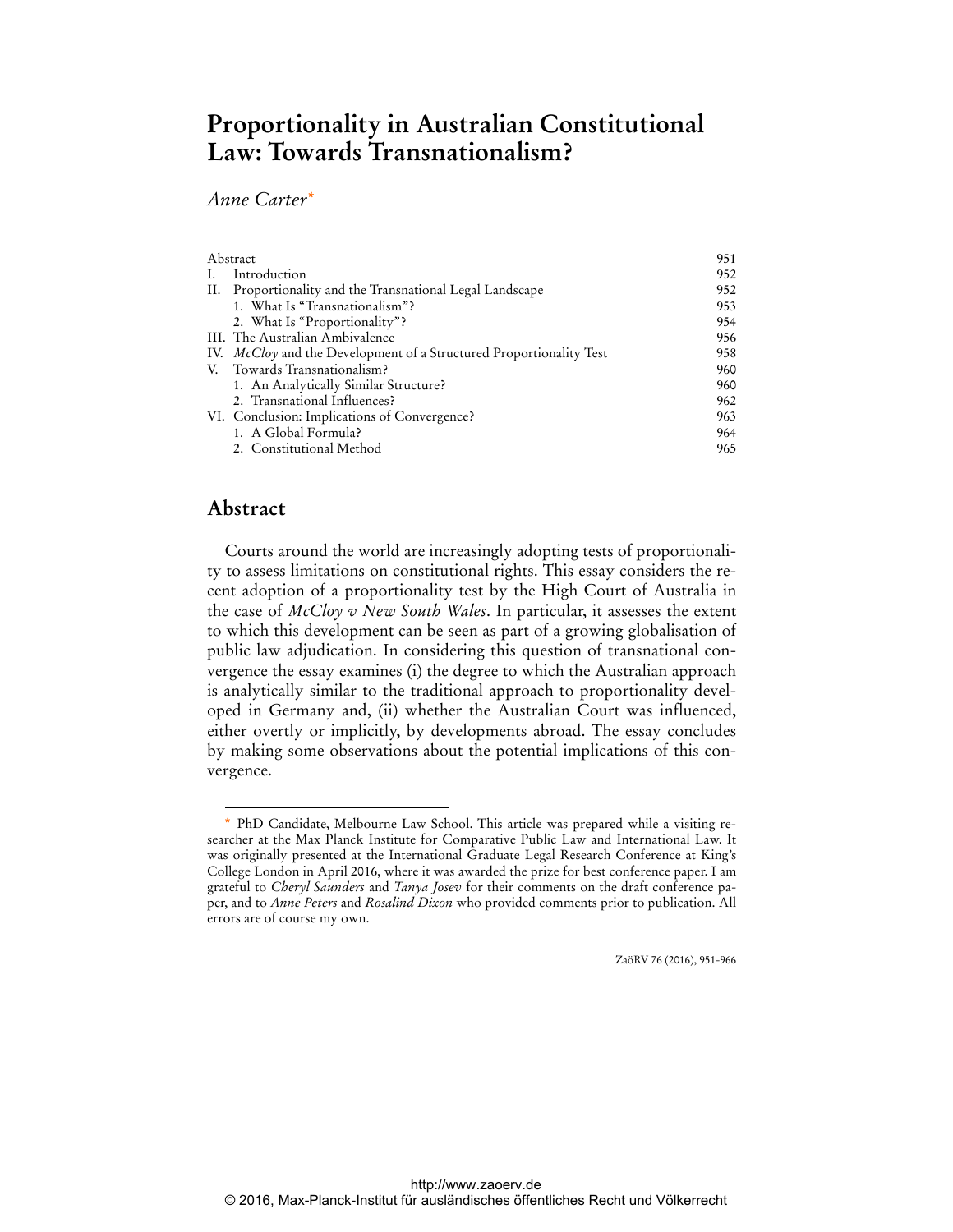# Proportionality in Australian Constitutional Law: Towards Transnationalism?

*Anne Carter*[*]

| | | |
|---|---|---|
| Abstract | | 951 |
| I. | Introduction | 952 |
| II. | Proportionality and the Transnational Legal Landscape | 952 |
| | 1. What Is "Transnationalism"? | 953 |
| | 2. What Is "Proportionality"? | 954 |
| III. | The Australian Ambivalence | 956 |
| IV. | *McCloy* and the Development of a Structured Proportionality Test | 958 |
| V. | Towards Transnationalism? | 960 |
| | 1. An Analytically Similar Structure? | 960 |
| | 2. Transnational Influences? | 962 |
| VI. | Conclusion: Implications of Convergence? | 963 |
| | 1. A Global Formula? | 964 |
| | 2. Constitutional Method | 965 |

## Abstract

Courts around the world are increasingly adopting tests of proportionality to assess limitations on constitutional rights. This essay considers the recent adoption of a proportionality test by the High Court of Australia in the case of *McCloy v New South Wales*. In particular, it assesses the extent to which this development can be seen as part of a growing globalisation of public law adjudication. In considering this question of transnational convergence the essay examines (i) the degree to which the Australian approach is analytically similar to the traditional approach to proportionality developed in Germany and, (ii) whether the Australian Court was influenced, either overtly or implicitly, by developments abroad. The essay concludes by making some observations about the potential implications of this convergence.

---

[*] PhD Candidate, Melbourne Law School. This article was prepared while a visiting researcher at the Max Planck Institute for Comparative Public Law and International Law. It was originally presented at the International Graduate Legal Research Conference at King's College London in April 2016, where it was awarded the prize for best conference paper. I am grateful to *Cheryl Saunders* and *Tanya Josev* for their comments on the draft conference paper, and to *Anne Peters* and *Rosalind Dixon* who provided comments prior to publication. All errors are of course my own.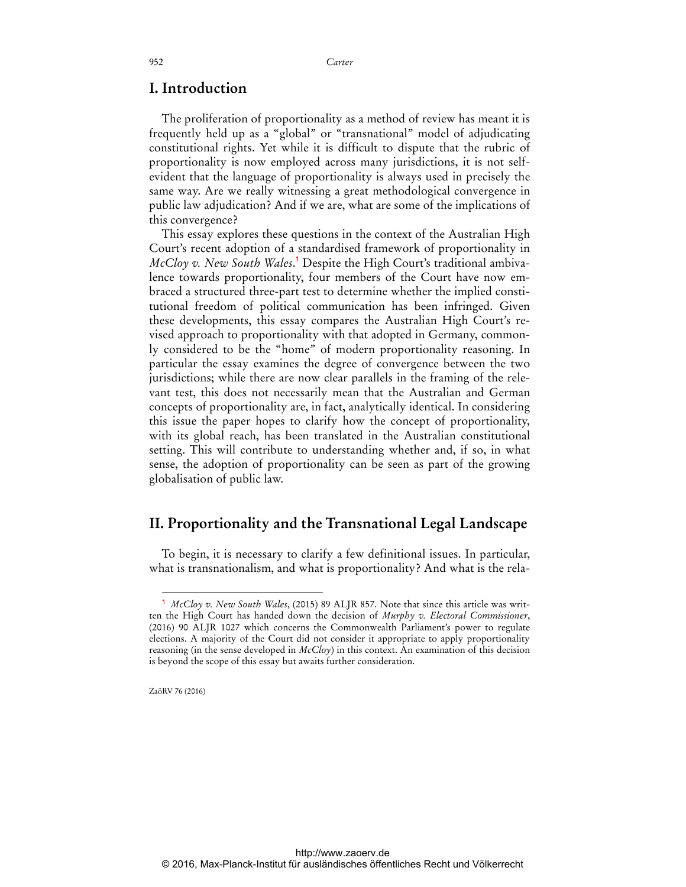## I. Introduction

The proliferation of proportionality as a method of review has meant it is frequently held up as a "global" or "transnational" model of adjudicating constitutional rights. Yet while it is difficult to dispute that the rubric of proportionality is now employed across many jurisdictions, it is not self-evident that the language of proportionality is always used in precisely the same way. Are we really witnessing a great methodological convergence in public law adjudication? And if we are, what are some of the implications of this convergence?

This essay explores these questions in the context of the Australian High Court's recent adoption of a standardised framework of proportionality in *McCloy v. New South Wales*.[1] Despite the High Court's traditional ambivalence towards proportionality, four members of the Court have now embraced a structured three-part test to determine whether the implied constitutional freedom of political communication has been infringed. Given these developments, this essay compares the Australian High Court's revised approach to proportionality with that adopted in Germany, commonly considered to be the "home" of modern proportionality reasoning. In particular the essay examines the degree of convergence between the two jurisdictions; while there are now clear parallels in the framing of the relevant test, this does not necessarily mean that the Australian and German concepts of proportionality are, in fact, analytically identical. In considering this issue the paper hopes to clarify how the concept of proportionality, with its global reach, has been translated in the Australian constitutional setting. This will contribute to understanding whether and, if so, in what sense, the adoption of proportionality can be seen as part of the growing globalisation of public law.

## II. Proportionality and the Transnational Legal Landscape

To begin, it is necessary to clarify a few definitional issues. In particular, what is transnationalism, and what is proportionality? And what is the rela-

---

[1] *McCloy v. New South Wales*, (2015) 89 ALJR 857. Note that since this article was written the High Court has handed down the decision of *Murphy v. Electoral Commissioner*, (2016) 90 ALJR 1027 which concerns the Commonwealth Parliament's power to regulate elections. A majority of the Court did not consider it appropriate to apply proportionality reasoning (in the sense developed in *McCloy*) in this context. An examination of this decision is beyond the scope of this essay but awaits further consideration.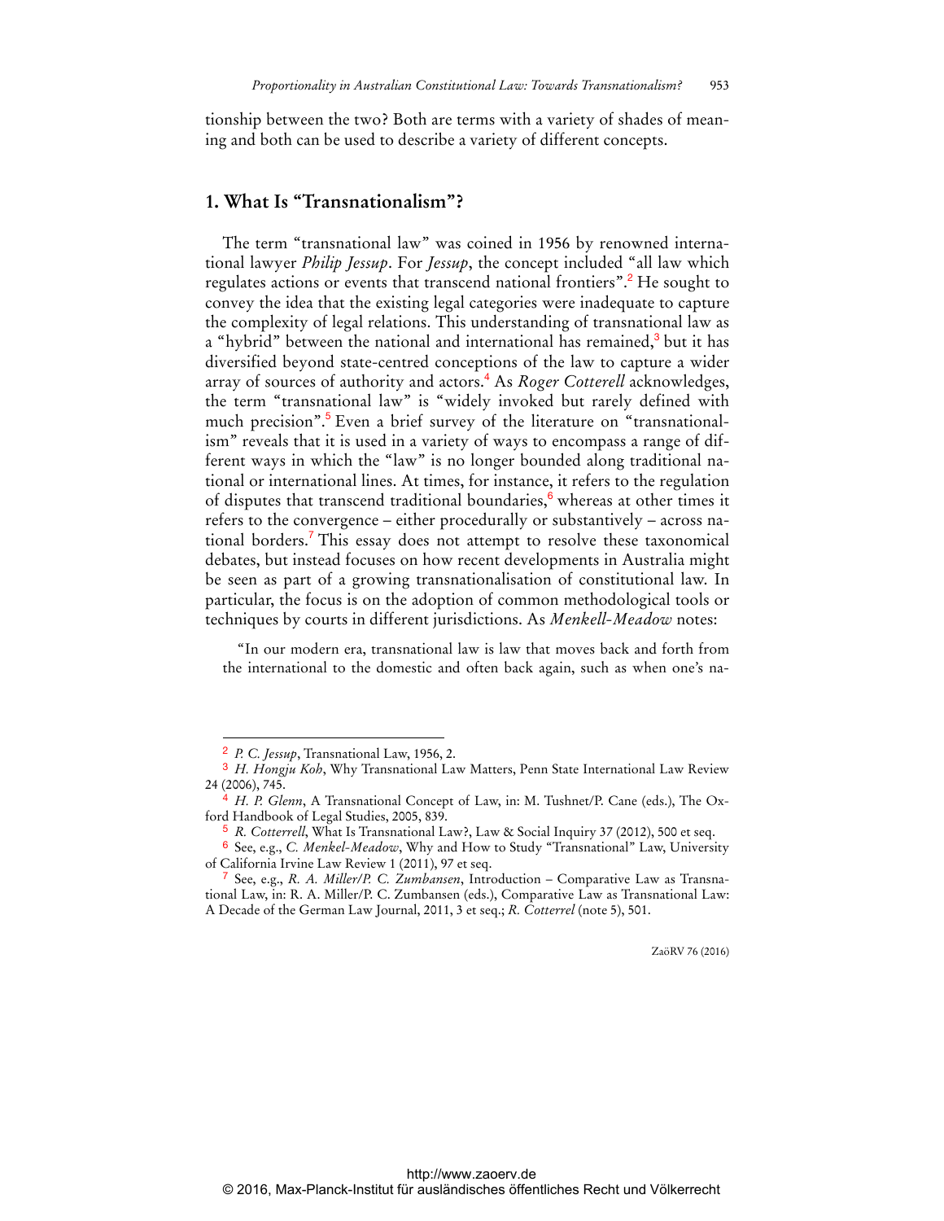tionship between the two? Both are terms with a variety of shades of meaning and both can be used to describe a variety of different concepts.

## 1. What Is "Transnationalism"?

The term "transnational law" was coined in 1956 by renowned international lawyer *Philip Jessup*. For *Jessup*, the concept included "all law which regulates actions or events that transcend national frontiers".[2] He sought to convey the idea that the existing legal categories were inadequate to capture the complexity of legal relations. This understanding of transnational law as a "hybrid" between the national and international has remained,[3] but it has diversified beyond state-centred conceptions of the law to capture a wider array of sources of authority and actors.[4] As *Roger Cotterell* acknowledges, the term "transnational law" is "widely invoked but rarely defined with much precision".[5] Even a brief survey of the literature on "transnationalism" reveals that it is used in a variety of ways to encompass a range of different ways in which the "law" is no longer bounded along traditional national or international lines. At times, for instance, it refers to the regulation of disputes that transcend traditional boundaries,[6] whereas at other times it refers to the convergence – either procedurally or substantively – across national borders.[7] This essay does not attempt to resolve these taxonomical debates, but instead focuses on how recent developments in Australia might be seen as part of a growing transnationalisation of constitutional law. In particular, the focus is on the adoption of common methodological tools or techniques by courts in different jurisdictions. As *Menkell-Meadow* notes:

> "In our modern era, transnational law is law that moves back and forth from the international to the domestic and often back again, such as when one's na-

---

[2] *P. C. Jessup*, Transnational Law, 1956, 2.

[3] *H. Hongju Koh*, Why Transnational Law Matters, Penn State International Law Review 24 (2006), 745.

[4] *H. P. Glenn*, A Transnational Concept of Law, in: M. Tushnet/P. Cane (eds.), The Oxford Handbook of Legal Studies, 2005, 839.

[5] *R. Cotterrell*, What Is Transnational Law?, Law & Social Inquiry 37 (2012), 500 et seq.

[6] See, e.g., *C. Menkel-Meadow*, Why and How to Study "Transnational" Law, University of California Irvine Law Review 1 (2011), 97 et seq.

[7] See, e.g., *R. A. Miller/P. C. Zumbansen*, Introduction – Comparative Law as Transnational Law, in: R. A. Miller/P. C. Zumbansen (eds.), Comparative Law as Transnational Law: A Decade of the German Law Journal, 2011, 3 et seq.; *R. Cotterrel* (note 5), 501.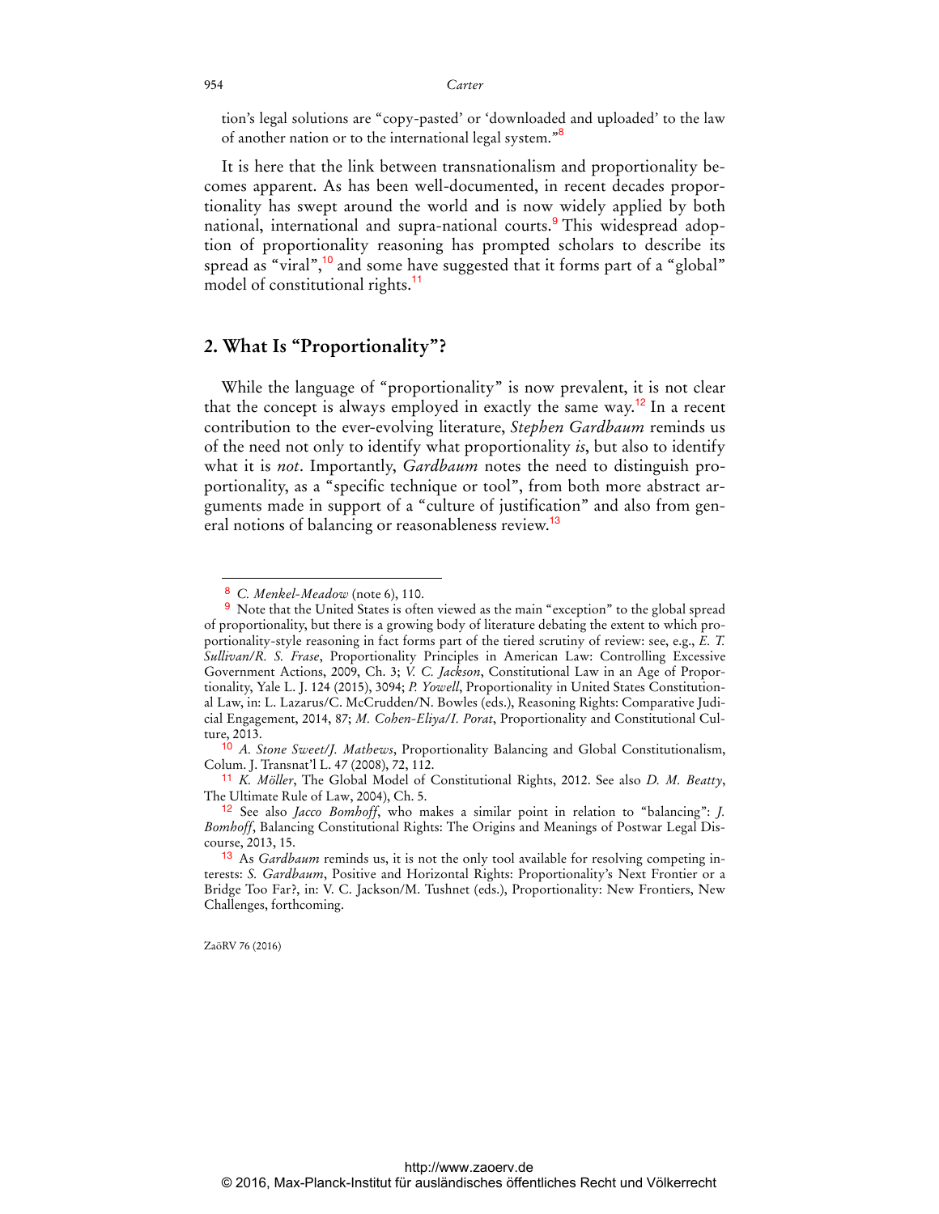tion's legal solutions are "copy-pasted' or 'downloaded and uploaded' to the law of another nation or to the international legal system."[8]

It is here that the link between transnationalism and proportionality becomes apparent. As has been well-documented, in recent decades proportionality has swept around the world and is now widely applied by both national, international and supra-national courts.[9] This widespread adoption of proportionality reasoning has prompted scholars to describe its spread as "viral",[10] and some have suggested that it forms part of a "global" model of constitutional rights.[11]

## 2. What Is "Proportionality"?

While the language of "proportionality" is now prevalent, it is not clear that the concept is always employed in exactly the same way.[12] In a recent contribution to the ever-evolving literature, *Stephen Gardbaum* reminds us of the need not only to identify what proportionality *is*, but also to identify what it is *not*. Importantly, *Gardbaum* notes the need to distinguish proportionality, as a "specific technique or tool", from both more abstract arguments made in support of a "culture of justification" and also from general notions of balancing or reasonableness review.[13]

---

[8] *C. Menkel-Meadow* (note 6), 110.

[9] Note that the United States is often viewed as the main "exception" to the global spread of proportionality, but there is a growing body of literature debating the extent to which proportionality-style reasoning in fact forms part of the tiered scrutiny of review: see, e.g., *E. T. Sullivan/R. S. Frase*, Proportionality Principles in American Law: Controlling Excessive Government Actions, 2009, Ch. 3; *V. C. Jackson*, Constitutional Law in an Age of Proportionality, Yale L. J. 124 (2015), 3094; *P. Yowell*, Proportionality in United States Constitutional Law, in: L. Lazarus/C. McCrudden/N. Bowles (eds.), Reasoning Rights: Comparative Judicial Engagement, 2014, 87; *M. Cohen-Eliya/I. Porat*, Proportionality and Constitutional Culture, 2013.

[10] *A. Stone Sweet/J. Mathews*, Proportionality Balancing and Global Constitutionalism, Colum. J. Transnat'l L. 47 (2008), 72, 112.

[11] *K. Möller*, The Global Model of Constitutional Rights, 2012. See also *D. M. Beatty*, The Ultimate Rule of Law, 2004), Ch. 5.

[12] See also *Jacco Bomhoff*, who makes a similar point in relation to "balancing": *J. Bomhoff*, Balancing Constitutional Rights: The Origins and Meanings of Postwar Legal Discourse, 2013, 15.

[13] As *Gardbaum* reminds us, it is not the only tool available for resolving competing interests: *S. Gardbaum*, Positive and Horizontal Rights: Proportionality's Next Frontier or a Bridge Too Far?, in: V. C. Jackson/M. Tushnet (eds.), Proportionality: New Frontiers, New Challenges, forthcoming.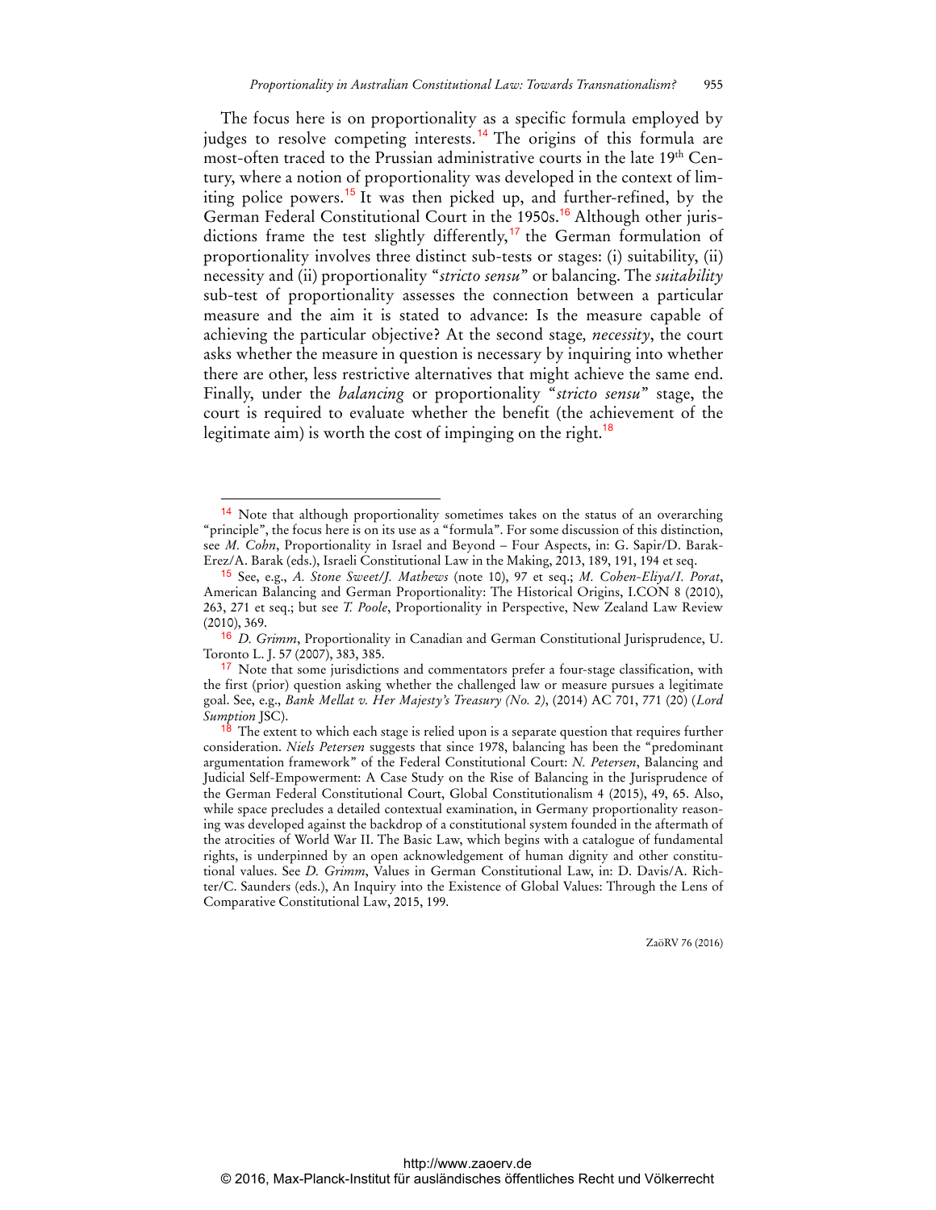The focus here is on proportionality as a specific formula employed by judges to resolve competing interests.[14] The origins of this formula are most-often traced to the Prussian administrative courts in the late 19th Century, where a notion of proportionality was developed in the context of limiting police powers.[15] It was then picked up, and further-refined, by the German Federal Constitutional Court in the 1950s.[16] Although other jurisdictions frame the test slightly differently,[17] the German formulation of proportionality involves three distinct sub-tests or stages: (i) suitability, (ii) necessity and (ii) proportionality "*stricto sensu*" or balancing. The *suitability* sub-test of proportionality assesses the connection between a particular measure and the aim it is stated to advance: Is the measure capable of achieving the particular objective? At the second stage, *necessity*, the court asks whether the measure in question is necessary by inquiring into whether there are other, less restrictive alternatives that might achieve the same end. Finally, under the *balancing* or proportionality "*stricto sensu*" stage, the court is required to evaluate whether the benefit (the achievement of the legitimate aim) is worth the cost of impinging on the right.[18]

---

[14] Note that although proportionality sometimes takes on the status of an overarching "principle", the focus here is on its use as a "formula". For some discussion of this distinction, see *M. Cohn*, Proportionality in Israel and Beyond – Four Aspects, in: G. Sapir/D. Barak-Erez/A. Barak (eds.), Israeli Constitutional Law in the Making, 2013, 189, 191, 194 et seq.

[15] See, e.g., *A. Stone Sweet/J. Mathews* (note 10), 97 et seq.; *M. Cohen-Eliya/I. Porat*, American Balancing and German Proportionality: The Historical Origins, I.CON 8 (2010), 263, 271 et seq.; but see *T. Poole*, Proportionality in Perspective, New Zealand Law Review (2010), 369.

[16] *D. Grimm*, Proportionality in Canadian and German Constitutional Jurisprudence, U. Toronto L. J. 57 (2007), 383, 385.

[17] Note that some jurisdictions and commentators prefer a four-stage classification, with the first (prior) question asking whether the challenged law or measure pursues a legitimate goal. See, e.g., *Bank Mellat v. Her Majesty's Treasury (No. 2)*, (2014) AC 701, 771 (20) (*Lord Sumption* JSC).

[18] The extent to which each stage is relied upon is a separate question that requires further consideration. *Niels Petersen* suggests that since 1978, balancing has been the "predominant argumentation framework" of the Federal Constitutional Court: *N. Petersen*, Balancing and Judicial Self-Empowerment: A Case Study on the Rise of Balancing in the Jurisprudence of the German Federal Constitutional Court, Global Constitutionalism 4 (2015), 49, 65. Also, while space precludes a detailed contextual examination, in Germany proportionality reasoning was developed against the backdrop of a constitutional system founded in the aftermath of the atrocities of World War II. The Basic Law, which begins with a catalogue of fundamental rights, is underpinned by an open acknowledgement of human dignity and other constitutional values. See *D. Grimm*, Values in German Constitutional Law, in: D. Davis/A. Richter/C. Saunders (eds.), An Inquiry into the Existence of Global Values: Through the Lens of Comparative Constitutional Law, 2015, 199.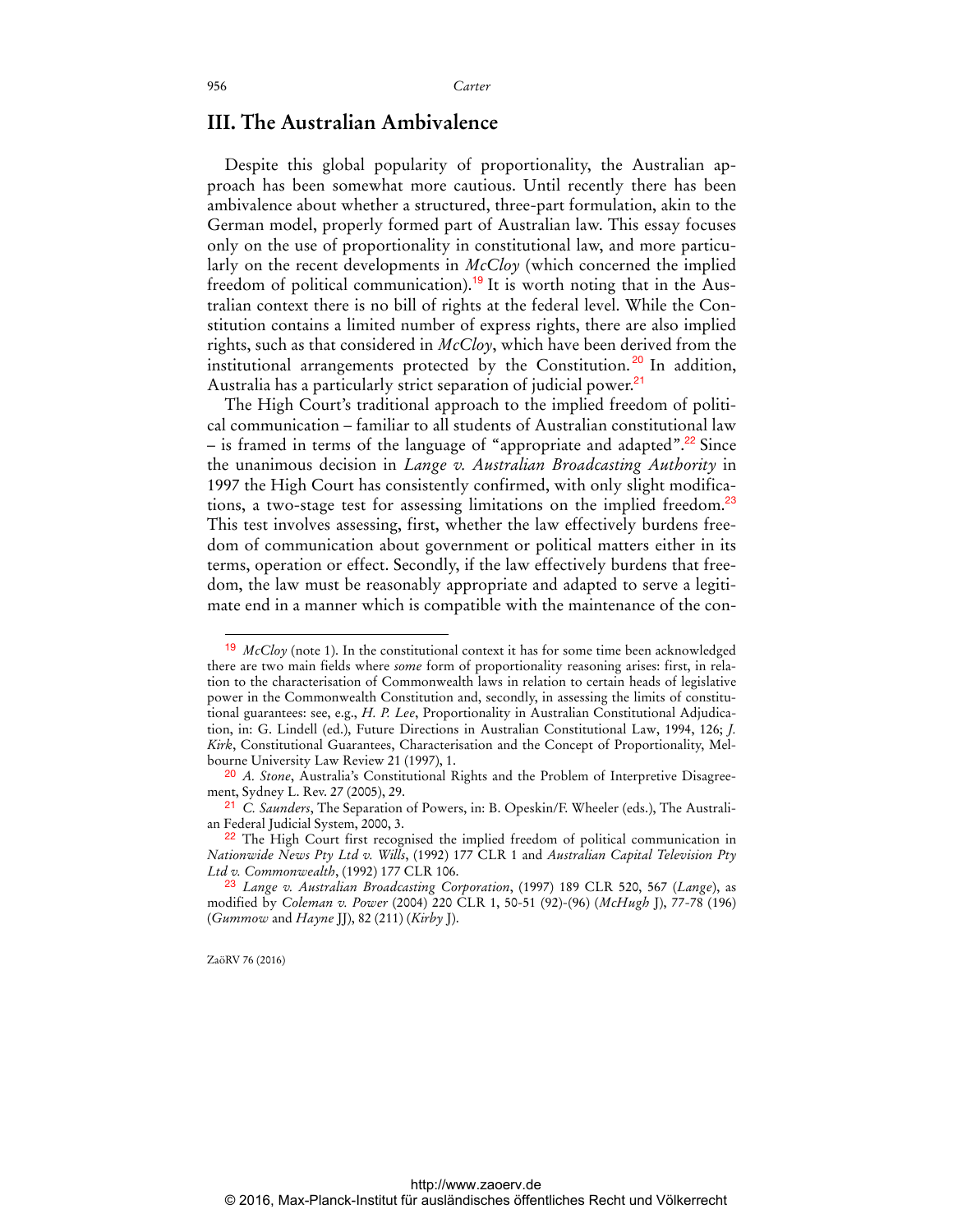## III. The Australian Ambivalence

Despite this global popularity of proportionality, the Australian approach has been somewhat more cautious. Until recently there has been ambivalence about whether a structured, three-part formulation, akin to the German model, properly formed part of Australian law. This essay focuses only on the use of proportionality in constitutional law, and more particularly on the recent developments in *McCloy* (which concerned the implied freedom of political communication).[19] It is worth noting that in the Australian context there is no bill of rights at the federal level. While the Constitution contains a limited number of express rights, there are also implied rights, such as that considered in *McCloy*, which have been derived from the institutional arrangements protected by the Constitution.[20] In addition, Australia has a particularly strict separation of judicial power.[21]

The High Court's traditional approach to the implied freedom of political communication – familiar to all students of Australian constitutional law – is framed in terms of the language of "appropriate and adapted".[22] Since the unanimous decision in *Lange v. Australian Broadcasting Authority* in 1997 the High Court has consistently confirmed, with only slight modifications, a two-stage test for assessing limitations on the implied freedom.[23] This test involves assessing, first, whether the law effectively burdens freedom of communication about government or political matters either in its terms, operation or effect. Secondly, if the law effectively burdens that freedom, the law must be reasonably appropriate and adapted to serve a legitimate end in a manner which is compatible with the maintenance of the con-

---

[19] *McCloy* (note 1). In the constitutional context it has for some time been acknowledged there are two main fields where *some* form of proportionality reasoning arises: first, in relation to the characterisation of Commonwealth laws in relation to certain heads of legislative power in the Commonwealth Constitution and, secondly, in assessing the limits of constitutional guarantees: see, e.g., *H. P. Lee*, Proportionality in Australian Constitutional Adjudication, in: G. Lindell (ed.), Future Directions in Australian Constitutional Law, 1994, 126; *J. Kirk*, Constitutional Guarantees, Characterisation and the Concept of Proportionality, Melbourne University Law Review 21 (1997), 1.

[20] *A. Stone*, Australia's Constitutional Rights and the Problem of Interpretive Disagreement, Sydney L. Rev. 27 (2005), 29.

[21] *C. Saunders*, The Separation of Powers, in: B. Opeskin/F. Wheeler (eds.), The Australian Federal Judicial System, 2000, 3.

[22] The High Court first recognised the implied freedom of political communication in *Nationwide News Pty Ltd v. Wills*, (1992) 177 CLR 1 and *Australian Capital Television Pty Ltd v. Commonwealth*, (1992) 177 CLR 106.

[23] *Lange v. Australian Broadcasting Corporation*, (1997) 189 CLR 520, 567 (*Lange*), as modified by *Coleman v. Power* (2004) 220 CLR 1, 50-51 (92)-(96) (*McHugh* J), 77-78 (196) (*Gummow* and *Hayne* JJ), 82 (211) (*Kirby* J).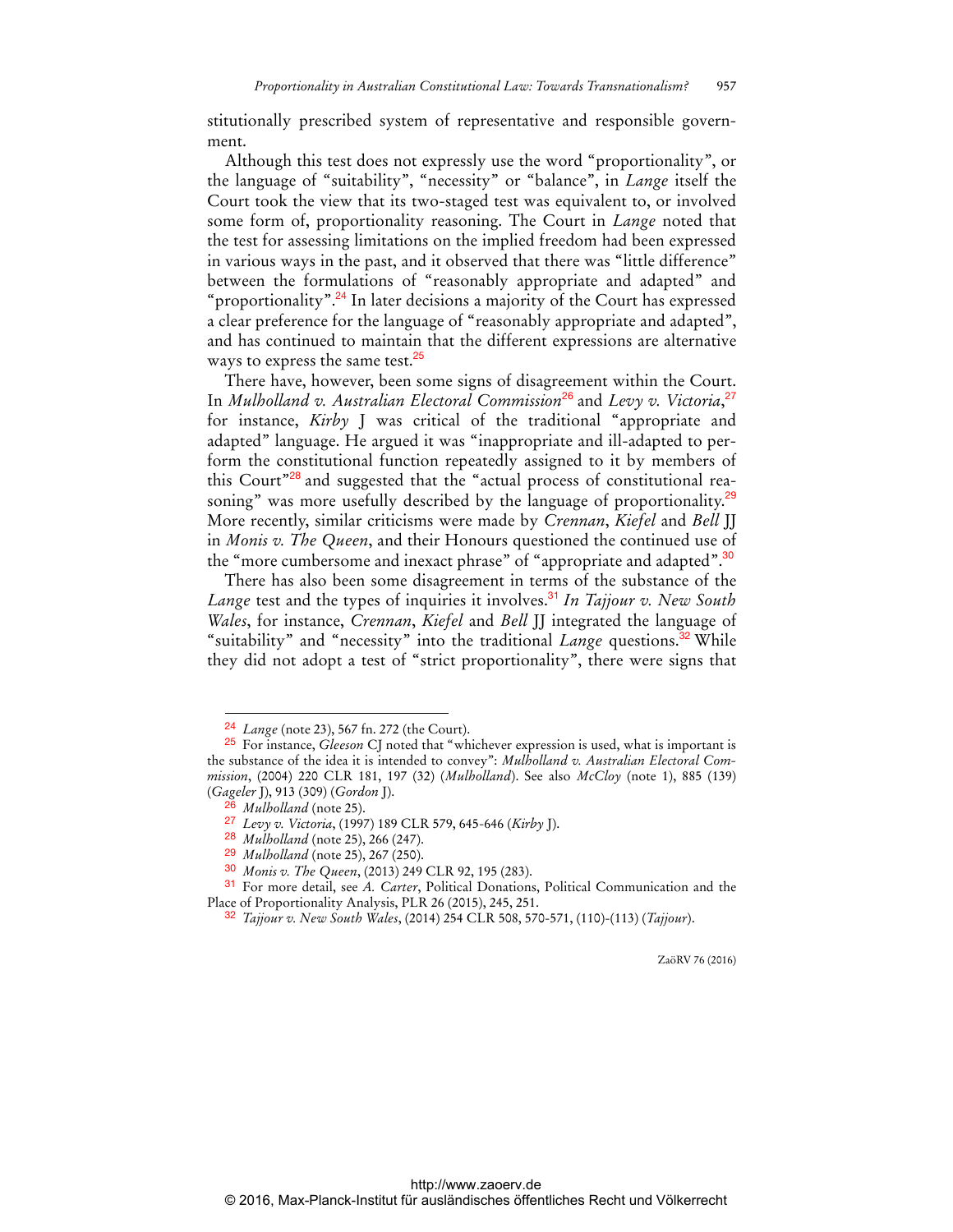stitutionally prescribed system of representative and responsible government.

Although this test does not expressly use the word "proportionality", or the language of "suitability", "necessity" or "balance", in *Lange* itself the Court took the view that its two-staged test was equivalent to, or involved some form of, proportionality reasoning. The Court in *Lange* noted that the test for assessing limitations on the implied freedom had been expressed in various ways in the past, and it observed that there was "little difference" between the formulations of "reasonably appropriate and adapted" and "proportionality".[24] In later decisions a majority of the Court has expressed a clear preference for the language of "reasonably appropriate and adapted", and has continued to maintain that the different expressions are alternative ways to express the same test.[25]

There have, however, been some signs of disagreement within the Court. In *Mulholland v. Australian Electoral Commission*[26] and *Levy v. Victoria*,[27] for instance, *Kirby* J was critical of the traditional "appropriate and adapted" language. He argued it was "inappropriate and ill-adapted to perform the constitutional function repeatedly assigned to it by members of this Court"[28] and suggested that the "actual process of constitutional reasoning" was more usefully described by the language of proportionality.[29] More recently, similar criticisms were made by *Crennan*, *Kiefel* and *Bell* JJ in *Monis v. The Queen*, and their Honours questioned the continued use of the "more cumbersome and inexact phrase" of "appropriate and adapted".[30]

There has also been some disagreement in terms of the substance of the *Lange* test and the types of inquiries it involves.[31] *In Tajjour v. New South Wales*, for instance, *Crennan*, *Kiefel* and *Bell* JJ integrated the language of "suitability" and "necessity" into the traditional *Lange* questions.[32] While they did not adopt a test of "strict proportionality", there were signs that

---

[24] *Lange* (note 23), 567 fn. 272 (the Court).

[25] For instance, *Gleeson* CJ noted that "whichever expression is used, what is important is the substance of the idea it is intended to convey": *Mulholland v. Australian Electoral Commission*, (2004) 220 CLR 181, 197 (32) (*Mulholland*). See also *McCloy* (note 1), 885 (139) (*Gageler* J), 913 (309) (*Gordon* J).

[26] *Mulholland* (note 25).

[27] *Levy v. Victoria*, (1997) 189 CLR 579, 645-646 (*Kirby* J).

[28] *Mulholland* (note 25), 266 (247).

[29] *Mulholland* (note 25), 267 (250).

[30] *Monis v. The Queen*, (2013) 249 CLR 92, 195 (283).

[31] For more detail, see *A. Carter*, Political Donations, Political Communication and the Place of Proportionality Analysis, PLR 26 (2015), 245, 251.

[32] *Tajjour v. New South Wales*, (2014) 254 CLR 508, 570-571, (110)-(113) (*Tajjour*).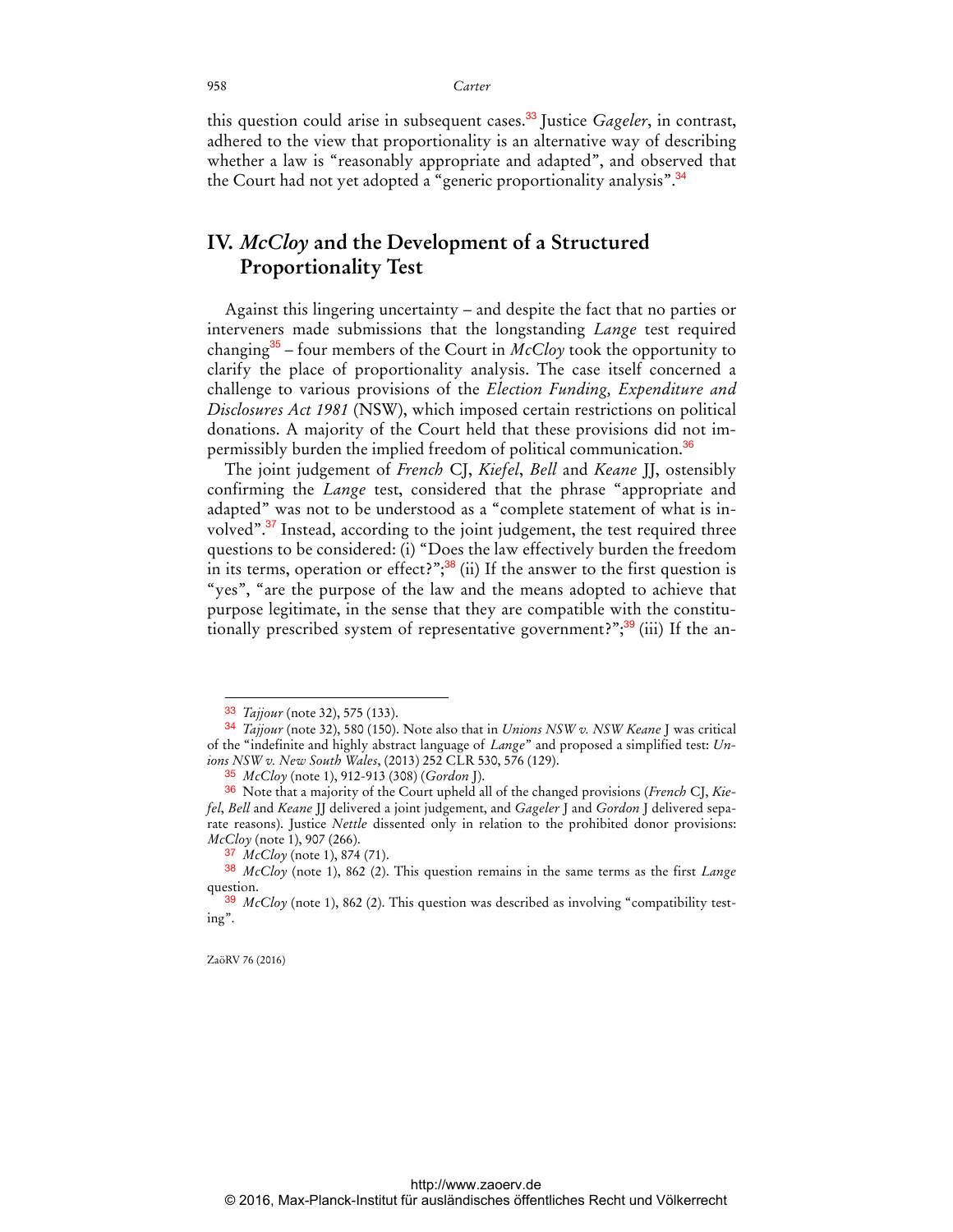this question could arise in subsequent cases.[33] Justice *Gageler*, in contrast, adhered to the view that proportionality is an alternative way of describing whether a law is "reasonably appropriate and adapted", and observed that the Court had not yet adopted a "generic proportionality analysis".[34]

## IV. *McCloy* and the Development of a Structured Proportionality Test

Against this lingering uncertainty – and despite the fact that no parties or interveners made submissions that the longstanding *Lange* test required changing[35] – four members of the Court in *McCloy* took the opportunity to clarify the place of proportionality analysis. The case itself concerned a challenge to various provisions of the *Election Funding, Expenditure and Disclosures Act 1981* (NSW), which imposed certain restrictions on political donations. A majority of the Court held that these provisions did not impermissibly burden the implied freedom of political communication.[36]

The joint judgement of *French* CJ, *Kiefel*, *Bell* and *Keane* JJ, ostensibly confirming the *Lange* test, considered that the phrase "appropriate and adapted" was not to be understood as a "complete statement of what is involved".[37] Instead, according to the joint judgement, the test required three questions to be considered: (i) "Does the law effectively burden the freedom in its terms, operation or effect?";[38] (ii) If the answer to the first question is "yes", "are the purpose of the law and the means adopted to achieve that purpose legitimate, in the sense that they are compatible with the constitutionally prescribed system of representative government?";[39] (iii) If the an-

---

[33] *Tajjour* (note 32), 575 (133).

[34] *Tajjour* (note 32), 580 (150). Note also that in *Unions NSW v. NSW Keane* J was critical of the "indefinite and highly abstract language of *Lange*" and proposed a simplified test: *Unions NSW v. New South Wales*, (2013) 252 CLR 530, 576 (129).

[35] *McCloy* (note 1), 912-913 (308) (*Gordon* J).

[36] Note that a majority of the Court upheld all of the changed provisions (*French* CJ, *Kiefel*, *Bell* and *Keane* JJ delivered a joint judgement, and *Gageler* J and *Gordon* J delivered separate reasons). Justice *Nettle* dissented only in relation to the prohibited donor provisions: *McCloy* (note 1), 907 (266).

[37] *McCloy* (note 1), 874 (71).

[38] *McCloy* (note 1), 862 (2). This question remains in the same terms as the first *Lange* question.

[39] *McCloy* (note 1), 862 (2). This question was described as involving "compatibility testing".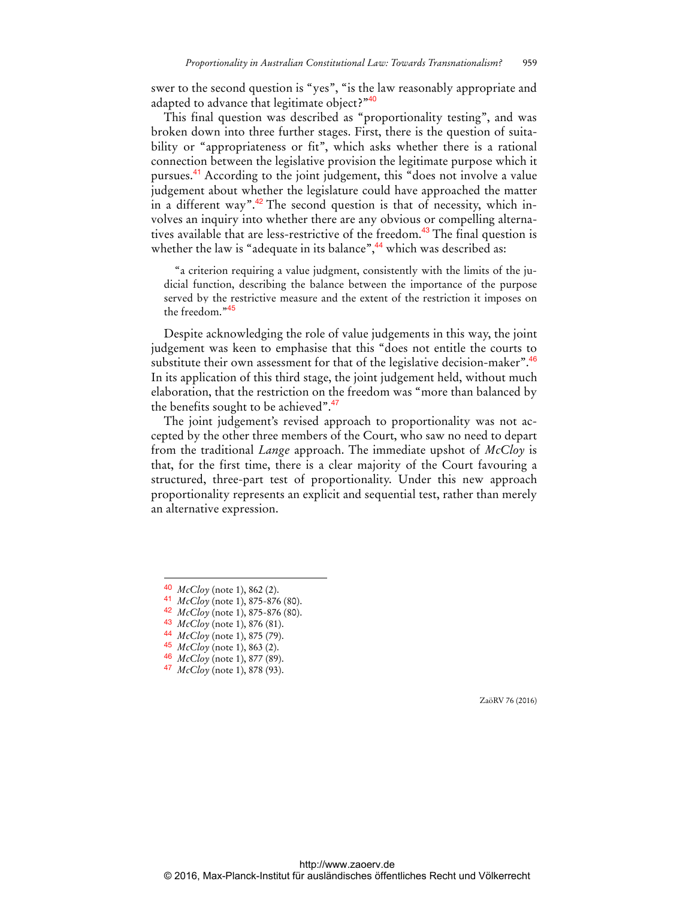swer to the second question is "yes", "is the law reasonably appropriate and adapted to advance that legitimate object?"[40]

This final question was described as "proportionality testing", and was broken down into three further stages. First, there is the question of suitability or "appropriateness or fit", which asks whether there is a rational connection between the legislative provision the legitimate purpose which it pursues.[41] According to the joint judgement, this "does not involve a value judgement about whether the legislature could have approached the matter in a different way".[42] The second question is that of necessity, which involves an inquiry into whether there are any obvious or compelling alternatives available that are less-restrictive of the freedom.[43] The final question is whether the law is "adequate in its balance",[44] which was described as:

> "a criterion requiring a value judgment, consistently with the limits of the judicial function, describing the balance between the importance of the purpose served by the restrictive measure and the extent of the restriction it imposes on the freedom."[45]

Despite acknowledging the role of value judgements in this way, the joint judgement was keen to emphasise that this "does not entitle the courts to substitute their own assessment for that of the legislative decision-maker".[46] In its application of this third stage, the joint judgement held, without much elaboration, that the restriction on the freedom was "more than balanced by the benefits sought to be achieved".[47]

The joint judgement's revised approach to proportionality was not accepted by the other three members of the Court, who saw no need to depart from the traditional *Lange* approach. The immediate upshot of *McCloy* is that, for the first time, there is a clear majority of the Court favouring a structured, three-part test of proportionality. Under this new approach proportionality represents an explicit and sequential test, rather than merely an alternative expression.

---

[40] *McCloy* (note 1), 862 (2).
[41] *McCloy* (note 1), 875-876 (80).
[42] *McCloy* (note 1), 875-876 (80).
[43] *McCloy* (note 1), 876 (81).
[44] *McCloy* (note 1), 875 (79).
[45] *McCloy* (note 1), 863 (2).
[46] *McCloy* (note 1), 877 (89).
[47] *McCloy* (note 1), 878 (93).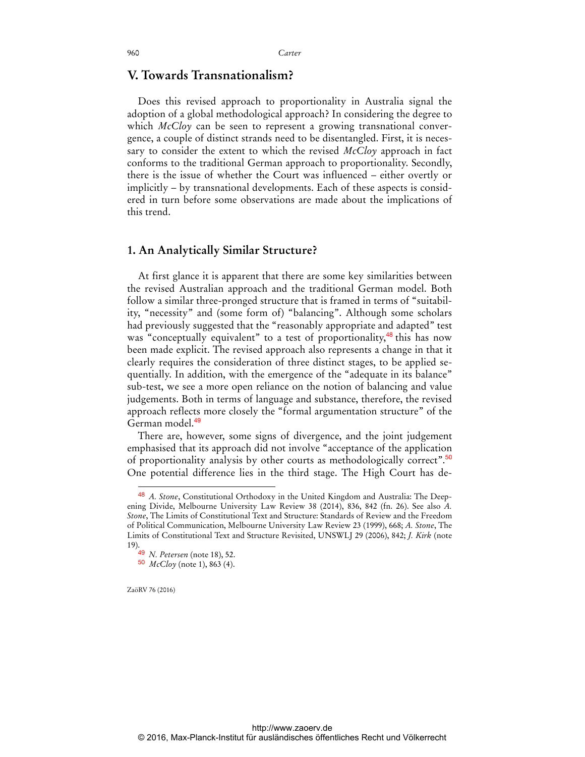## V. Towards Transnationalism?

Does this revised approach to proportionality in Australia signal the adoption of a global methodological approach? In considering the degree to which *McCloy* can be seen to represent a growing transnational convergence, a couple of distinct strands need to be disentangled. First, it is necessary to consider the extent to which the revised *McCloy* approach in fact conforms to the traditional German approach to proportionality. Secondly, there is the issue of whether the Court was influenced – either overtly or implicitly – by transnational developments. Each of these aspects is considered in turn before some observations are made about the implications of this trend.

### 1. An Analytically Similar Structure?

At first glance it is apparent that there are some key similarities between the revised Australian approach and the traditional German model. Both follow a similar three-pronged structure that is framed in terms of "suitability, "necessity" and (some form of) "balancing". Although some scholars had previously suggested that the "reasonably appropriate and adapted" test was "conceptually equivalent" to a test of proportionality,[48] this has now been made explicit. The revised approach also represents a change in that it clearly requires the consideration of three distinct stages, to be applied sequentially. In addition, with the emergence of the "adequate in its balance" sub-test, we see a more open reliance on the notion of balancing and value judgements. Both in terms of language and substance, therefore, the revised approach reflects more closely the "formal argumentation structure" of the German model.[49]

There are, however, some signs of divergence, and the joint judgement emphasised that its approach did not involve "acceptance of the application of proportionality analysis by other courts as methodologically correct".[50] One potential difference lies in the third stage. The High Court has de-

---

[48] *A. Stone*, Constitutional Orthodoxy in the United Kingdom and Australia: The Deepening Divide, Melbourne University Law Review 38 (2014), 836, 842 (fn. 26). See also *A. Stone*, The Limits of Constitutional Text and Structure: Standards of Review and the Freedom of Political Communication, Melbourne University Law Review 23 (1999), 668; *A. Stone*, The Limits of Constitutional Text and Structure Revisited, UNSWLJ 29 (2006), 842; *J. Kirk* (note 19).

[49] *N. Petersen* (note 18), 52.

[50] *McCloy* (note 1), 863 (4).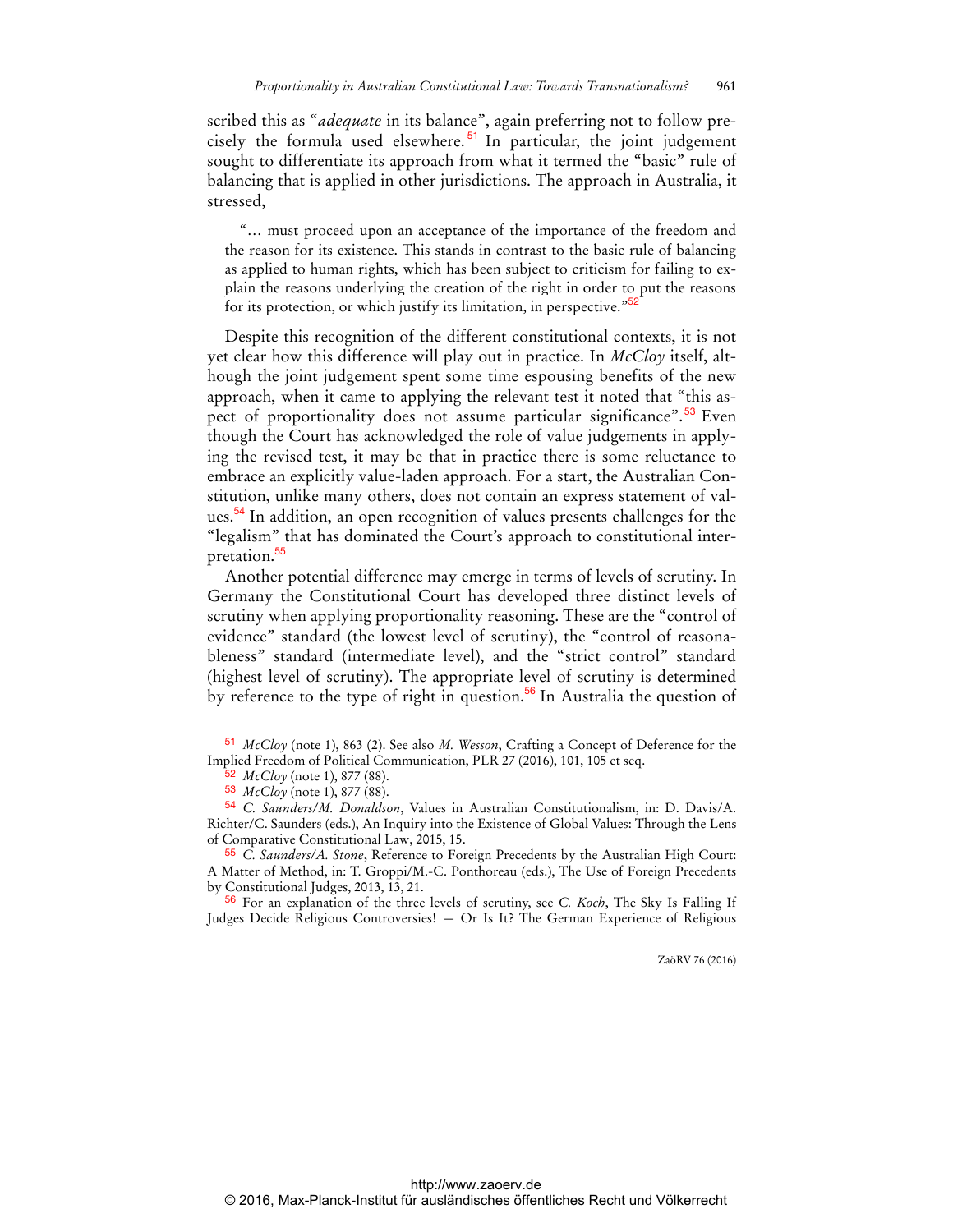scribed this as "*adequate* in its balance", again preferring not to follow precisely the formula used elsewhere.[51] In particular, the joint judgement sought to differentiate its approach from what it termed the "basic" rule of balancing that is applied in other jurisdictions. The approach in Australia, it stressed,

> "... must proceed upon an acceptance of the importance of the freedom and the reason for its existence. This stands in contrast to the basic rule of balancing as applied to human rights, which has been subject to criticism for failing to explain the reasons underlying the creation of the right in order to put the reasons for its protection, or which justify its limitation, in perspective."[52]

Despite this recognition of the different constitutional contexts, it is not yet clear how this difference will play out in practice. In *McCloy* itself, although the joint judgement spent some time espousing benefits of the new approach, when it came to applying the relevant test it noted that "this aspect of proportionality does not assume particular significance".[53] Even though the Court has acknowledged the role of value judgements in applying the revised test, it may be that in practice there is some reluctance to embrace an explicitly value-laden approach. For a start, the Australian Constitution, unlike many others, does not contain an express statement of values.[54] In addition, an open recognition of values presents challenges for the "legalism" that has dominated the Court's approach to constitutional interpretation.[55]

Another potential difference may emerge in terms of levels of scrutiny. In Germany the Constitutional Court has developed three distinct levels of scrutiny when applying proportionality reasoning. These are the "control of evidence" standard (the lowest level of scrutiny), the "control of reasonableness" standard (intermediate level), and the "strict control" standard (highest level of scrutiny). The appropriate level of scrutiny is determined by reference to the type of right in question.[56] In Australia the question of

---

[51] *McCloy* (note 1), 863 (2). See also *M. Wesson*, Crafting a Concept of Deference for the Implied Freedom of Political Communication, PLR 27 (2016), 101, 105 et seq.

[52] *McCloy* (note 1), 877 (88).

[53] *McCloy* (note 1), 877 (88).

[54] *C. Saunders/M. Donaldson*, Values in Australian Constitutionalism, in: D. Davis/A. Richter/C. Saunders (eds.), An Inquiry into the Existence of Global Values: Through the Lens of Comparative Constitutional Law, 2015, 15.

[55] *C. Saunders/A. Stone*, Reference to Foreign Precedents by the Australian High Court: A Matter of Method, in: T. Groppi/M.-C. Ponthoreau (eds.), The Use of Foreign Precedents by Constitutional Judges, 2013, 13, 21.

[56] For an explanation of the three levels of scrutiny, see *C. Koch*, The Sky Is Falling If Judges Decide Religious Controversies! — Or Is It? The German Experience of Religious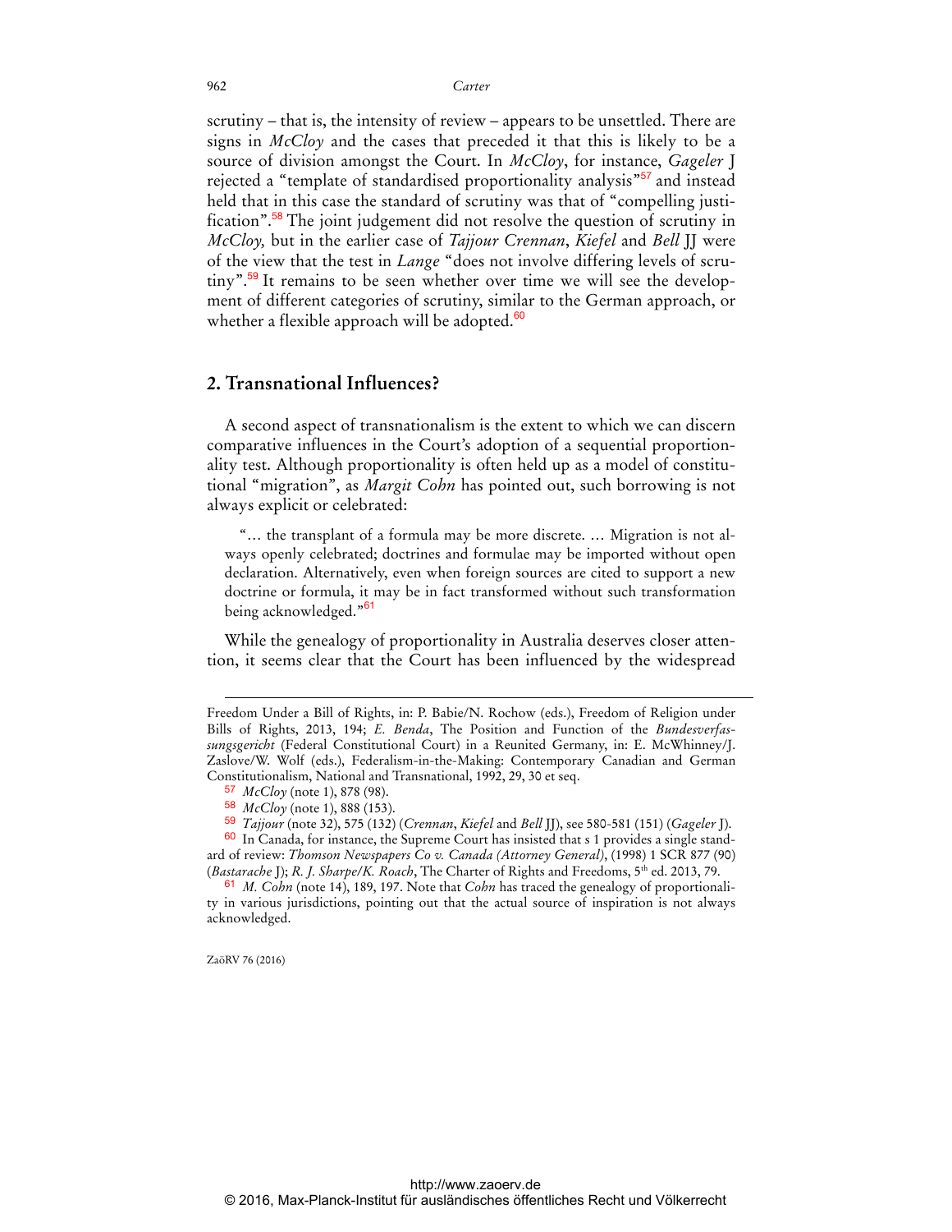scrutiny – that is, the intensity of review – appears to be unsettled. There are signs in *McCloy* and the cases that preceded it that this is likely to be a source of division amongst the Court. In *McCloy*, for instance, *Gageler* J rejected a "template of standardised proportionality analysis"[57] and instead held that in this case the standard of scrutiny was that of "compelling justification".[58] The joint judgement did not resolve the question of scrutiny in *McCloy,* but in the earlier case of *Tajjour Crennan*, *Kiefel* and *Bell* JJ were of the view that the test in *Lange* "does not involve differing levels of scrutiny".[59] It remains to be seen whether over time we will see the development of different categories of scrutiny, similar to the German approach, or whether a flexible approach will be adopted.[60]

## 2. Transnational Influences?

A second aspect of transnationalism is the extent to which we can discern comparative influences in the Court's adoption of a sequential proportionality test. Although proportionality is often held up as a model of constitutional "migration", as *Margit Cohn* has pointed out, such borrowing is not always explicit or celebrated:

> "… the transplant of a formula may be more discrete. … Migration is not always openly celebrated; doctrines and formulae may be imported without open declaration. Alternatively, even when foreign sources are cited to support a new doctrine or formula, it may be in fact transformed without such transformation being acknowledged."[61]

While the genealogy of proportionality in Australia deserves closer attention, it seems clear that the Court has been influenced by the widespread

---

Freedom Under a Bill of Rights, in: P. Babie/N. Rochow (eds.), Freedom of Religion under Bills of Rights, 2013, 194; *E. Benda*, The Position and Function of the *Bundesverfassungsgericht* (Federal Constitutional Court) in a Reunited Germany, in: E. McWhinney/J. Zaslove/W. Wolf (eds.), Federalism-in-the-Making: Contemporary Canadian and German Constitutionalism, National and Transnational, 1992, 29, 30 et seq.

[57] *McCloy* (note 1), 878 (98).

[58] *McCloy* (note 1), 888 (153).

[59] *Tajjour* (note 32), 575 (132) (*Crennan*, *Kiefel* and *Bell* JJ), see 580-581 (151) (*Gageler* J).

[60] In Canada, for instance, the Supreme Court has insisted that s 1 provides a single standard of review: *Thomson Newspapers Co v. Canada (Attorney General)*, (1998) 1 SCR 877 (90) (*Bastarache* J); *R. J. Sharpe/K. Roach*, The Charter of Rights and Freedoms, 5th ed. 2013, 79.

[61] *M. Cohn* (note 14), 189, 197. Note that *Cohn* has traced the genealogy of proportionality in various jurisdictions, pointing out that the actual source of inspiration is not always acknowledged.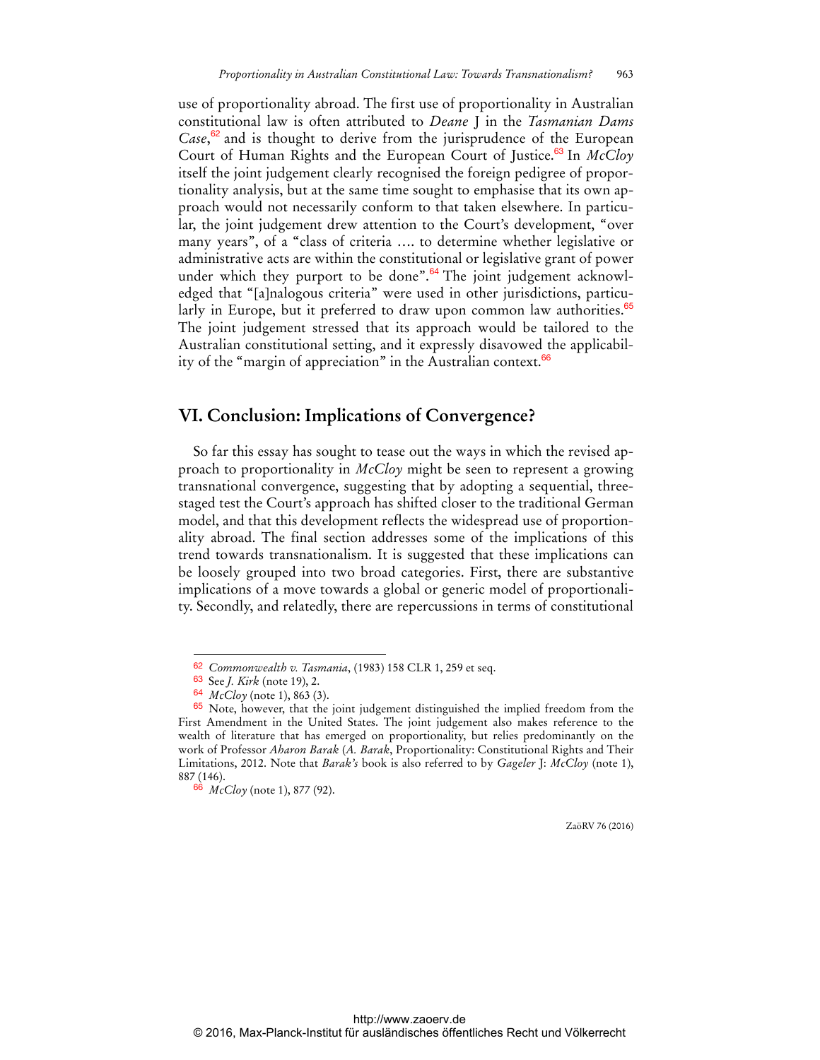use of proportionality abroad. The first use of proportionality in Australian constitutional law is often attributed to *Deane* J in the *Tasmanian Dams Case*,[62] and is thought to derive from the jurisprudence of the European Court of Human Rights and the European Court of Justice.[63] In *McCloy* itself the joint judgement clearly recognised the foreign pedigree of proportionality analysis, but at the same time sought to emphasise that its own approach would not necessarily conform to that taken elsewhere. In particular, the joint judgement drew attention to the Court's development, "over many years", of a "class of criteria …. to determine whether legislative or administrative acts are within the constitutional or legislative grant of power under which they purport to be done".[64] The joint judgement acknowledged that "[a]nalogous criteria" were used in other jurisdictions, particularly in Europe, but it preferred to draw upon common law authorities.[65] The joint judgement stressed that its approach would be tailored to the Australian constitutional setting, and it expressly disavowed the applicability of the "margin of appreciation" in the Australian context.[66]

## VI. Conclusion: Implications of Convergence?

So far this essay has sought to tease out the ways in which the revised approach to proportionality in *McCloy* might be seen to represent a growing transnational convergence, suggesting that by adopting a sequential, three-staged test the Court's approach has shifted closer to the traditional German model, and that this development reflects the widespread use of proportionality abroad. The final section addresses some of the implications of this trend towards transnationalism. It is suggested that these implications can be loosely grouped into two broad categories. First, there are substantive implications of a move towards a global or generic model of proportionality. Secondly, and relatedly, there are repercussions in terms of constitutional

---

[62] *Commonwealth v. Tasmania*, (1983) 158 CLR 1, 259 et seq.

[63] See *J. Kirk* (note 19), 2.

[64] *McCloy* (note 1), 863 (3).

[65] Note, however, that the joint judgement distinguished the implied freedom from the First Amendment in the United States. The joint judgement also makes reference to the wealth of literature that has emerged on proportionality, but relies predominantly on the work of Professor *Aharon Barak* (*A. Barak*, Proportionality: Constitutional Rights and Their Limitations, 2012. Note that *Barak's* book is also referred to by *Gageler* J: *McCloy* (note 1), 887 (146).

[66] *McCloy* (note 1), 877 (92).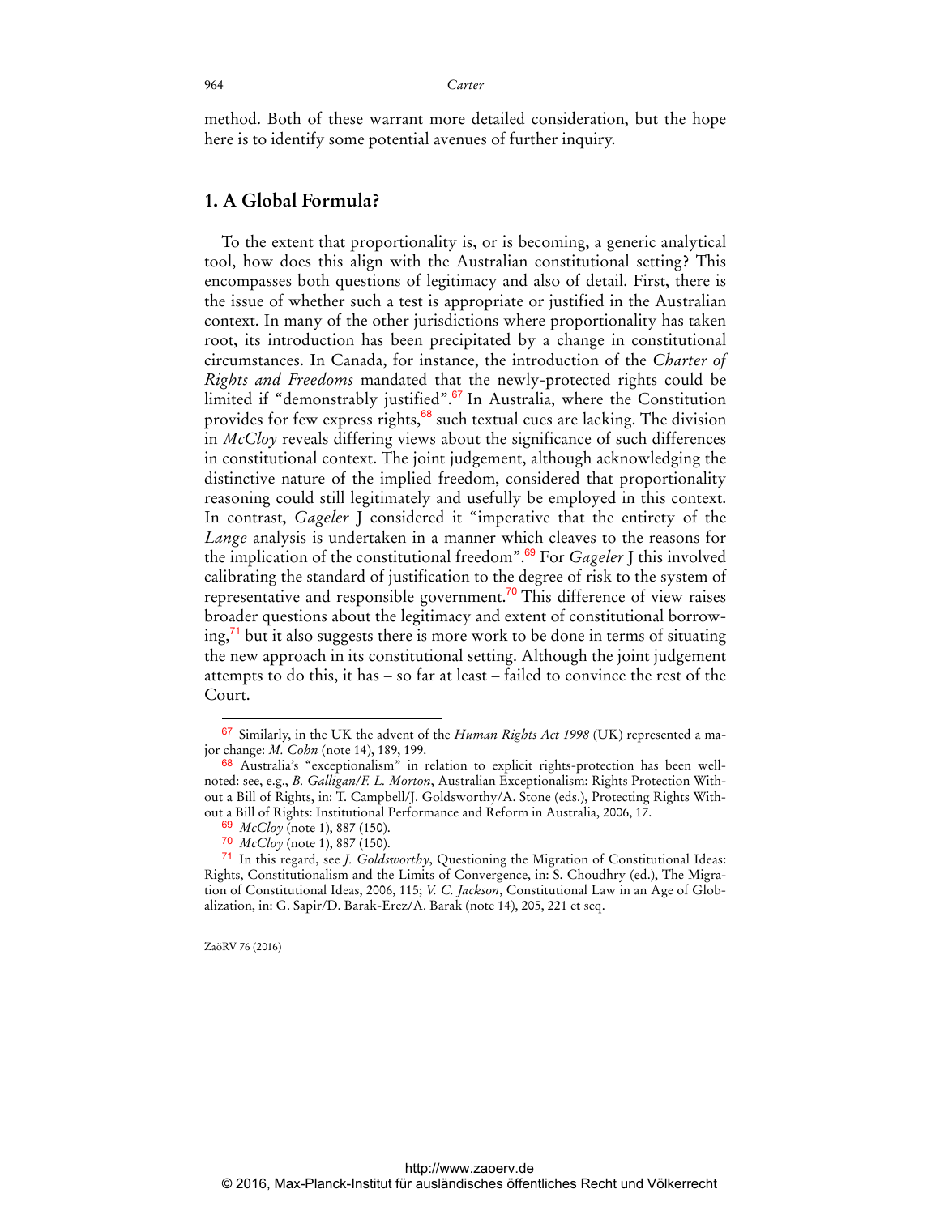method. Both of these warrant more detailed consideration, but the hope here is to identify some potential avenues of further inquiry.

## 1. A Global Formula?

To the extent that proportionality is, or is becoming, a generic analytical tool, how does this align with the Australian constitutional setting? This encompasses both questions of legitimacy and also of detail. First, there is the issue of whether such a test is appropriate or justified in the Australian context. In many of the other jurisdictions where proportionality has taken root, its introduction has been precipitated by a change in constitutional circumstances. In Canada, for instance, the introduction of the *Charter of Rights and Freedoms* mandated that the newly-protected rights could be limited if "demonstrably justified".[67] In Australia, where the Constitution provides for few express rights,[68] such textual cues are lacking. The division in *McCloy* reveals differing views about the significance of such differences in constitutional context. The joint judgement, although acknowledging the distinctive nature of the implied freedom, considered that proportionality reasoning could still legitimately and usefully be employed in this context. In contrast, *Gageler* J considered it "imperative that the entirety of the *Lange* analysis is undertaken in a manner which cleaves to the reasons for the implication of the constitutional freedom".[69] For *Gageler* J this involved calibrating the standard of justification to the degree of risk to the system of representative and responsible government.[70] This difference of view raises broader questions about the legitimacy and extent of constitutional borrowing,[71] but it also suggests there is more work to be done in terms of situating the new approach in its constitutional setting. Although the joint judgement attempts to do this, it has – so far at least – failed to convince the rest of the Court.

---

[67] Similarly, in the UK the advent of the *Human Rights Act 1998* (UK) represented a major change: *M. Cohn* (note 14), 189, 199.

[68] Australia's "exceptionalism" in relation to explicit rights-protection has been well-noted: see, e.g., *B. Galligan/F. L. Morton*, Australian Exceptionalism: Rights Protection Without a Bill of Rights, in: T. Campbell/J. Goldsworthy/A. Stone (eds.), Protecting Rights Without a Bill of Rights: Institutional Performance and Reform in Australia, 2006, 17.

[69] *McCloy* (note 1), 887 (150).

[70] *McCloy* (note 1), 887 (150).

[71] In this regard, see *J. Goldsworthy*, Questioning the Migration of Constitutional Ideas: Rights, Constitutionalism and the Limits of Convergence, in: S. Choudhry (ed.), The Migration of Constitutional Ideas, 2006, 115; *V. C. Jackson*, Constitutional Law in an Age of Globalization, in: G. Sapir/D. Barak-Erez/A. Barak (note 14), 205, 221 et seq.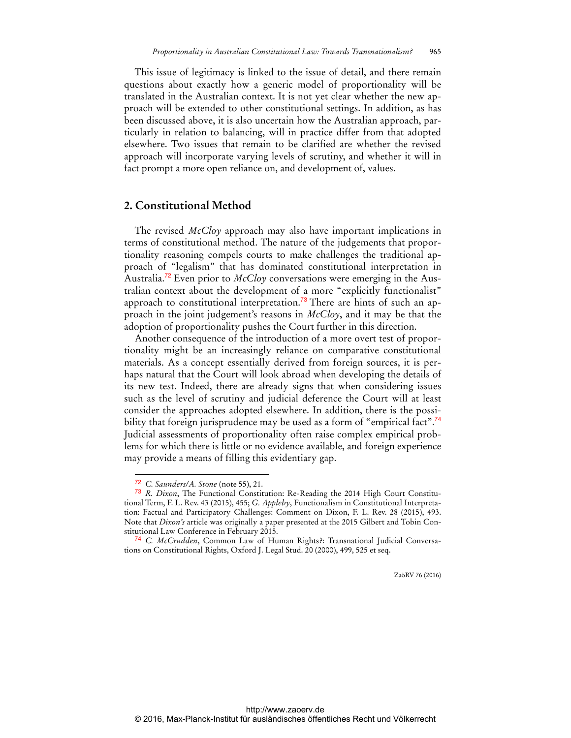This issue of legitimacy is linked to the issue of detail, and there remain questions about exactly how a generic model of proportionality will be translated in the Australian context. It is not yet clear whether the new approach will be extended to other constitutional settings. In addition, as has been discussed above, it is also uncertain how the Australian approach, particularly in relation to balancing, will in practice differ from that adopted elsewhere. Two issues that remain to be clarified are whether the revised approach will incorporate varying levels of scrutiny, and whether it will in fact prompt a more open reliance on, and development of, values.

## 2. Constitutional Method

The revised *McCloy* approach may also have important implications in terms of constitutional method. The nature of the judgements that proportionality reasoning compels courts to make challenges the traditional approach of "legalism" that has dominated constitutional interpretation in Australia.[72] Even prior to *McCloy* conversations were emerging in the Australian context about the development of a more "explicitly functionalist" approach to constitutional interpretation.[73] There are hints of such an approach in the joint judgement's reasons in *McCloy*, and it may be that the adoption of proportionality pushes the Court further in this direction.

Another consequence of the introduction of a more overt test of proportionality might be an increasingly reliance on comparative constitutional materials. As a concept essentially derived from foreign sources, it is perhaps natural that the Court will look abroad when developing the details of its new test. Indeed, there are already signs that when considering issues such as the level of scrutiny and judicial deference the Court will at least consider the approaches adopted elsewhere. In addition, there is the possibility that foreign jurisprudence may be used as a form of "empirical fact".[74] Judicial assessments of proportionality often raise complex empirical problems for which there is little or no evidence available, and foreign experience may provide a means of filling this evidentiary gap.

---

[72] *C. Saunders/A. Stone* (note 55), 21.

[73] *R. Dixon*, The Functional Constitution: Re-Reading the 2014 High Court Constitutional Term, F. L. Rev. 43 (2015), 455; *G. Appleby*, Functionalism in Constitutional Interpretation: Factual and Participatory Challenges: Comment on Dixon, F. L. Rev. 28 (2015), 493. Note that *Dixon's* article was originally a paper presented at the 2015 Gilbert and Tobin Constitutional Law Conference in February 2015.

[74] *C. McCrudden*, Common Law of Human Rights?: Transnational Judicial Conversations on Constitutional Rights, Oxford J. Legal Stud. 20 (2000), 499, 525 et seq.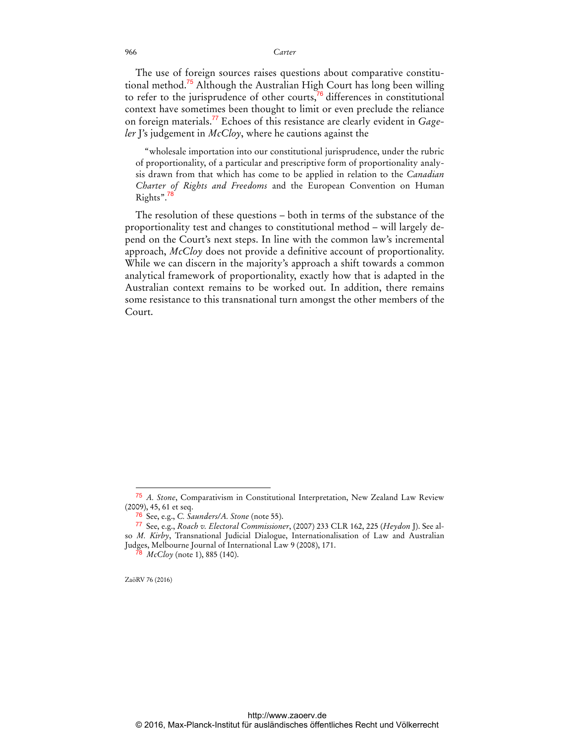The use of foreign sources raises questions about comparative constitutional method.[75] Although the Australian High Court has long been willing to refer to the jurisprudence of other courts,[76] differences in constitutional context have sometimes been thought to limit or even preclude the reliance on foreign materials.[77] Echoes of this resistance are clearly evident in *Gageler* J's judgement in *McCloy*, where he cautions against the

> "wholesale importation into our constitutional jurisprudence, under the rubric of proportionality, of a particular and prescriptive form of proportionality analysis drawn from that which has come to be applied in relation to the *Canadian Charter of Rights and Freedoms* and the European Convention on Human Rights".[78]

The resolution of these questions – both in terms of the substance of the proportionality test and changes to constitutional method – will largely depend on the Court's next steps. In line with the common law's incremental approach, *McCloy* does not provide a definitive account of proportionality. While we can discern in the majority's approach a shift towards a common analytical framework of proportionality, exactly how that is adapted in the Australian context remains to be worked out. In addition, there remains some resistance to this transnational turn amongst the other members of the Court.

---

[75] *A. Stone*, Comparativism in Constitutional Interpretation, New Zealand Law Review (2009), 45, 61 et seq.

[76] See, e.g., *C. Saunders/A. Stone* (note 55).

[77] See, e.g., *Roach v. Electoral Commissioner*, (2007) 233 CLR 162, 225 (*Heydon* J). See also *M. Kirby*, Transnational Judicial Dialogue, Internationalisation of Law and Australian Judges, Melbourne Journal of International Law 9 (2008), 171.

[78] *McCloy* (note 1), 885 (140).